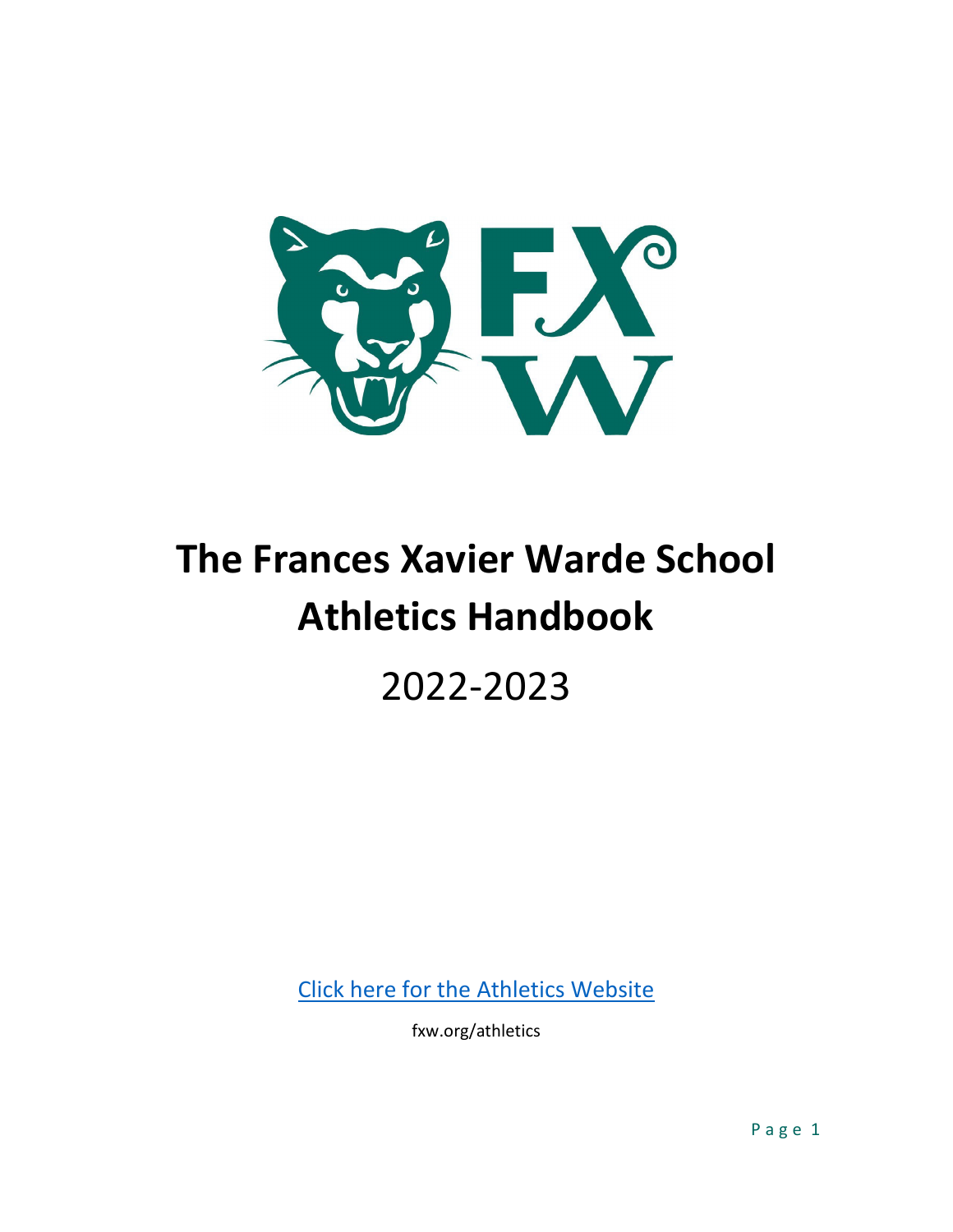# The Frances Xavier Warde School Athletics Handbook

2022-2023

[Click here for the Athletics Website](fxw.org/athletics)

fxw.org/athletics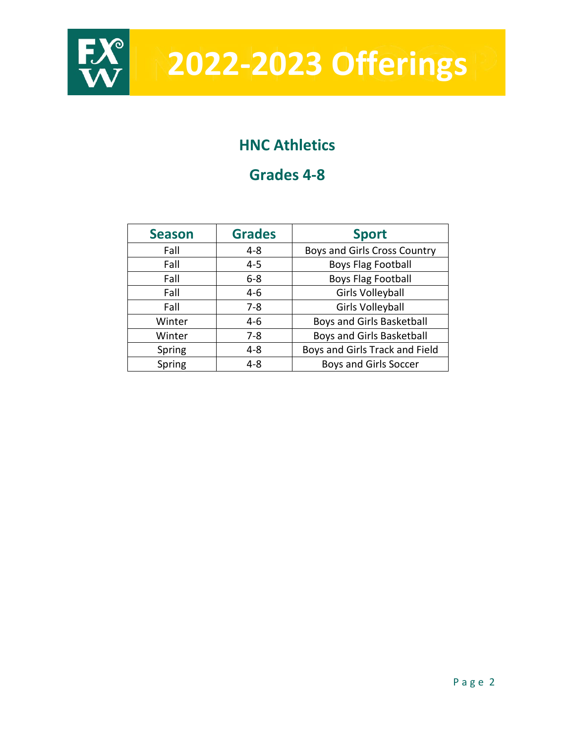# 2022-2023 Offerings

## HNC Athletics

## Grades 4-8

| Season | Grades | Sport |
|---|---|---|
| Fall | 4-8 | Boys and Girls Cross Country |
| Fall | 4-5 | Boys Flag Football |
| Fall | 6-8 | Boys Flag Football |
| Fall | 4-6 | Girls Volleyball |
| Fall | 7-8 | Girls Volleyball |
| Winter | 4-6 | Boys and Girls Basketball |
| Winter | 7-8 | Boys and Girls Basketball |
| Spring | 4-8 | Boys and Girls Track and Field |
| Spring | 4-8 | Boys and Girls Soccer |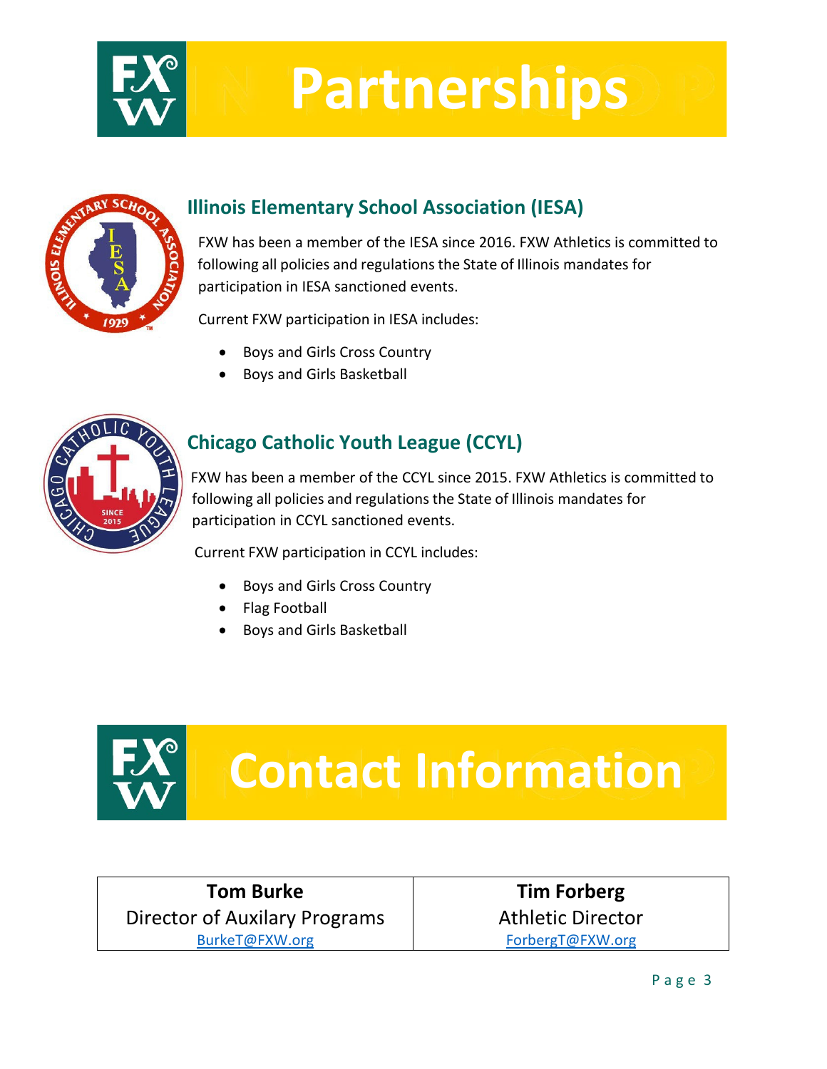# Partnerships

## Illinois Elementary School Association (IESA)

FXW has been a member of the IESA since 2016. FXW Athletics is committed to following all policies and regulations the State of Illinois mandates for participation in IESA sanctioned events.

Current FXW participation in IESA includes:

- Boys and Girls Cross Country
- Boys and Girls Basketball

## Chicago Catholic Youth League (CCYL)

FXW has been a member of the CCYL since 2015. FXW Athletics is committed to following all policies and regulations the State of Illinois mandates for participation in CCYL sanctioned events.

Current FXW participation in CCYL includes:

- Boys and Girls Cross Country
- Flag Football
- Boys and Girls Basketball

# Contact Information

| **Tom Burke** | **Tim Forberg** |
|---|---|
| Director of Auxilary Programs | Athletic Director |
| BurkeT@FXW.org | ForbergT@FXW.org |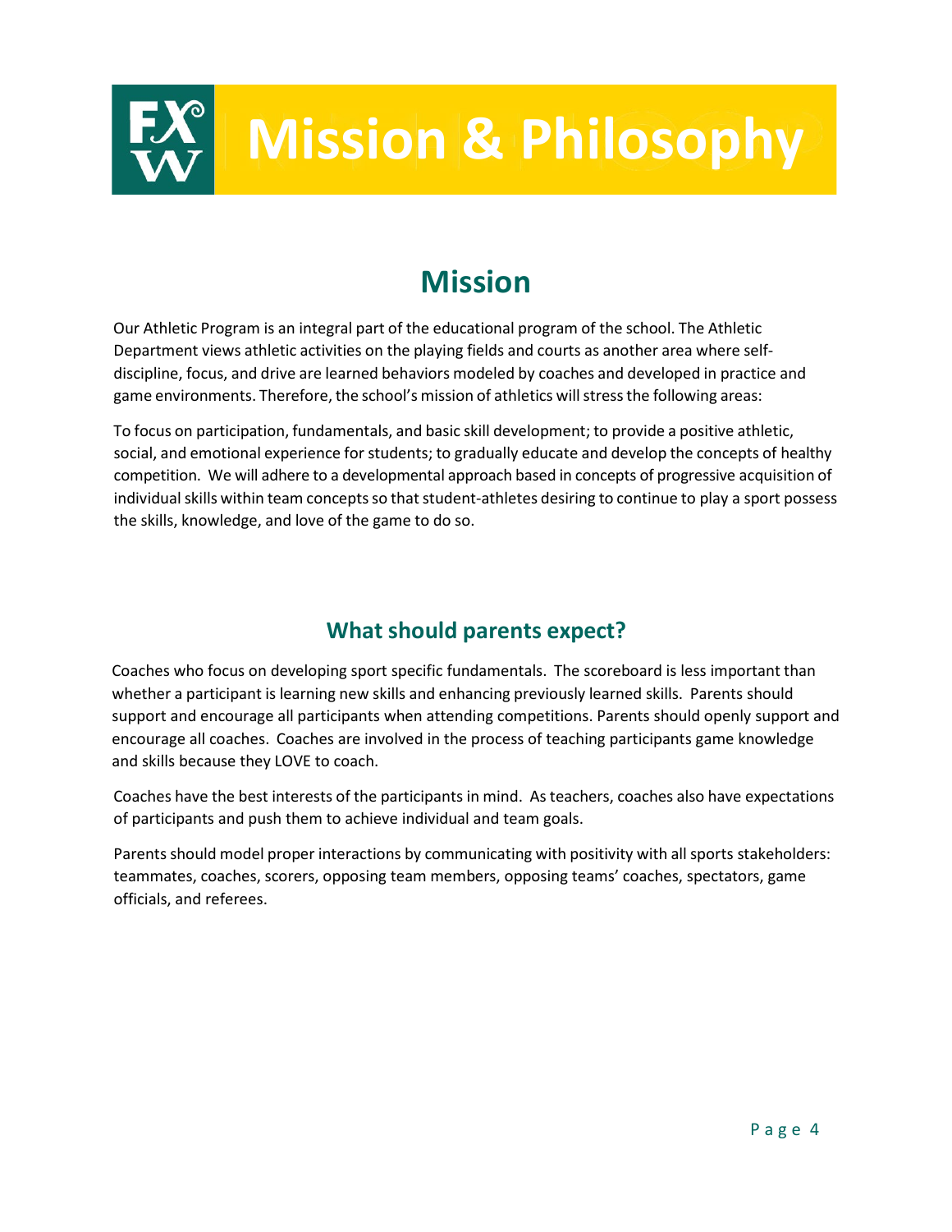# Mission & Philosophy

## Mission

Our Athletic Program is an integral part of the educational program of the school. The Athletic Department views athletic activities on the playing fields and courts as another area where self-discipline, focus, and drive are learned behaviors modeled by coaches and developed in practice and game environments. Therefore, the school's mission of athletics will stress the following areas:

To focus on participation, fundamentals, and basic skill development; to provide a positive athletic, social, and emotional experience for students; to gradually educate and develop the concepts of healthy competition. We will adhere to a developmental approach based in concepts of progressive acquisition of individual skills within team concepts so that student-athletes desiring to continue to play a sport possess the skills, knowledge, and love of the game to do so.

### What should parents expect?

Coaches who focus on developing sport specific fundamentals. The scoreboard is less important than whether a participant is learning new skills and enhancing previously learned skills. Parents should support and encourage all participants when attending competitions. Parents should openly support and encourage all coaches. Coaches are involved in the process of teaching participants game knowledge and skills because they LOVE to coach.

Coaches have the best interests of the participants in mind. As teachers, coaches also have expectations of participants and push them to achieve individual and team goals.

Parents should model proper interactions by communicating with positivity with all sports stakeholders: teammates, coaches, scorers, opposing team members, opposing teams' coaches, spectators, game officials, and referees.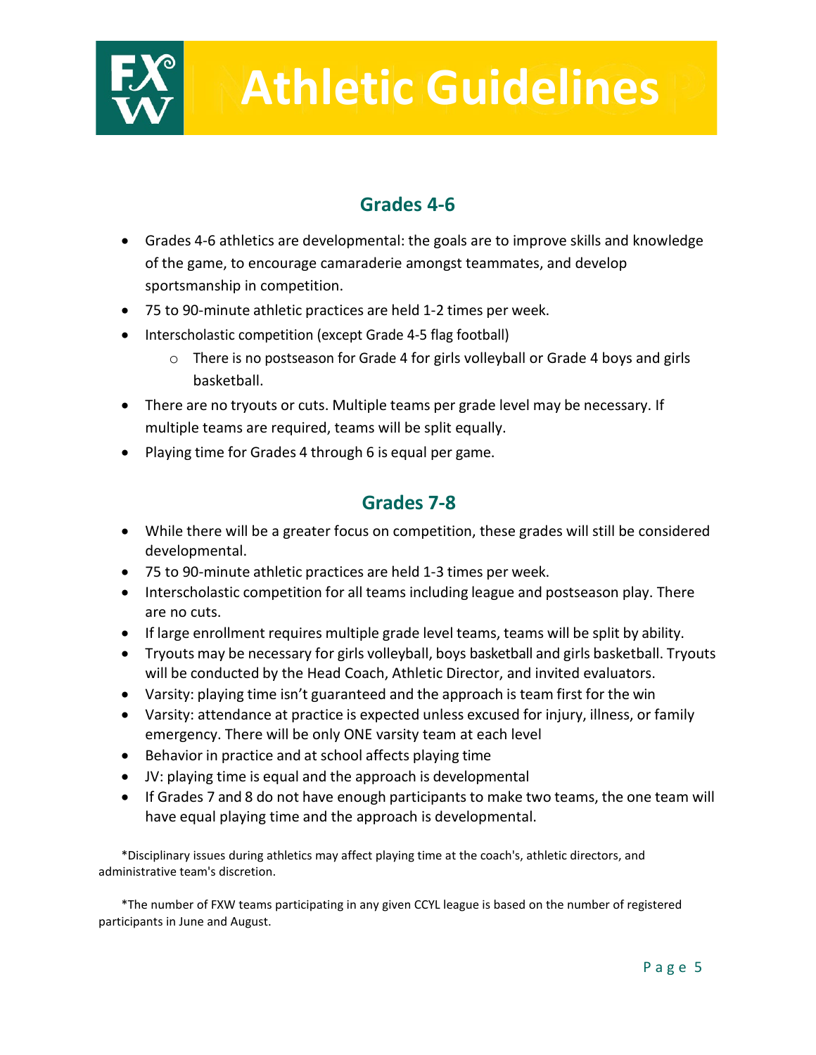# Athletic Guidelines

## Grades 4-6

- Grades 4-6 athletics are developmental: the goals are to improve skills and knowledge of the game, to encourage camaraderie amongst teammates, and develop sportsmanship in competition.
- 75 to 90-minute athletic practices are held 1-2 times per week.
- Interscholastic competition (except Grade 4-5 flag football)
  - There is no postseason for Grade 4 for girls volleyball or Grade 4 boys and girls basketball.
- There are no tryouts or cuts. Multiple teams per grade level may be necessary. If multiple teams are required, teams will be split equally.
- Playing time for Grades 4 through 6 is equal per game.

## Grades 7-8

- While there will be a greater focus on competition, these grades will still be considered developmental.
- 75 to 90-minute athletic practices are held 1-3 times per week.
- Interscholastic competition for all teams including league and postseason play. There are no cuts.
- If large enrollment requires multiple grade level teams, teams will be split by ability.
- Tryouts may be necessary for girls volleyball, boys basketball and girls basketball. Tryouts will be conducted by the Head Coach, Athletic Director, and invited evaluators.
- Varsity: playing time isn't guaranteed and the approach is team first for the win
- Varsity: attendance at practice is expected unless excused for injury, illness, or family emergency. There will be only ONE varsity team at each level
- Behavior in practice and at school affects playing time
- JV: playing time is equal and the approach is developmental
- If Grades 7 and 8 do not have enough participants to make two teams, the one team will have equal playing time and the approach is developmental.

*Disciplinary issues during athletics may affect playing time at the coach's, athletic directors, and administrative team's discretion.

*The number of FXW teams participating in any given CCYL league is based on the number of registered participants in June and August.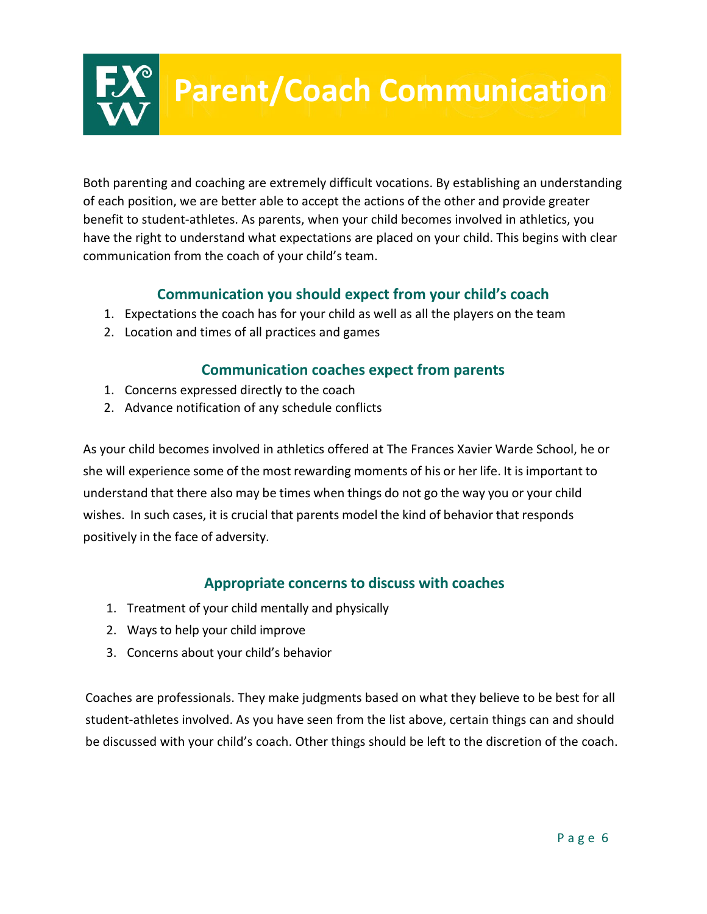# Parent/Coach Communication

Both parenting and coaching are extremely difficult vocations. By establishing an understanding of each position, we are better able to accept the actions of the other and provide greater benefit to student-athletes. As parents, when your child becomes involved in athletics, you have the right to understand what expectations are placed on your child. This begins with clear communication from the coach of your child's team.

### Communication you should expect from your child's coach

1. Expectations the coach has for your child as well as all the players on the team
2. Location and times of all practices and games

### Communication coaches expect from parents

1. Concerns expressed directly to the coach
2. Advance notification of any schedule conflicts

As your child becomes involved in athletics offered at The Frances Xavier Warde School, he or she will experience some of the most rewarding moments of his or her life. It is important to understand that there also may be times when things do not go the way you or your child wishes. In such cases, it is crucial that parents model the kind of behavior that responds positively in the face of adversity.

### Appropriate concerns to discuss with coaches

1. Treatment of your child mentally and physically
2. Ways to help your child improve
3. Concerns about your child's behavior

Coaches are professionals. They make judgments based on what they believe to be best for all student-athletes involved. As you have seen from the list above, certain things can and should be discussed with your child's coach. Other things should be left to the discretion of the coach.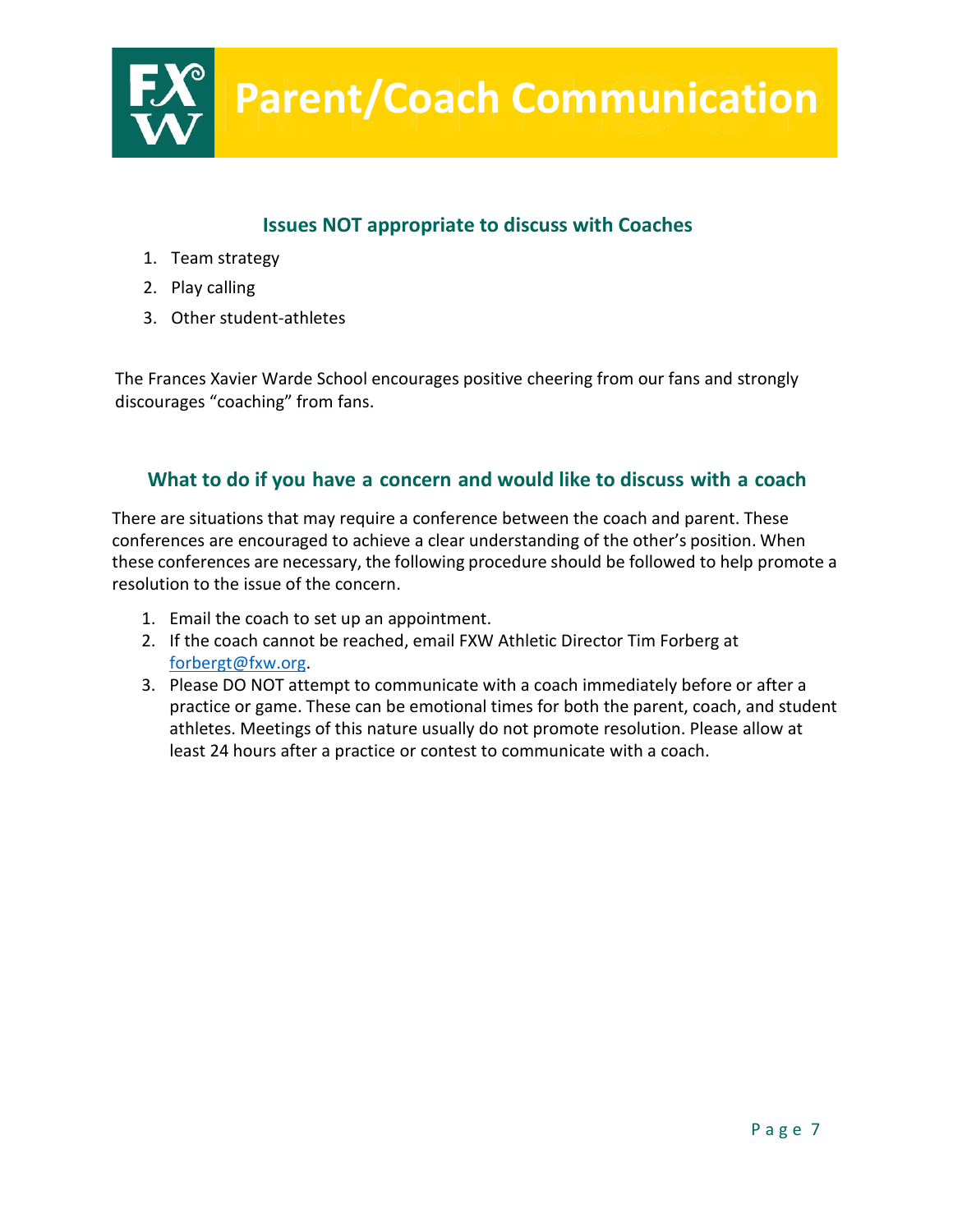# Parent/Coach Communication

### Issues NOT appropriate to discuss with Coaches

1. Team strategy
2. Play calling
3. Other student-athletes

The Frances Xavier Warde School encourages positive cheering from our fans and strongly discourages "coaching" from fans.

### What to do if you have a concern and would like to discuss with a coach

There are situations that may require a conference between the coach and parent. These conferences are encouraged to achieve a clear understanding of the other's position. When these conferences are necessary, the following procedure should be followed to help promote a resolution to the issue of the concern.

1. Email the coach to set up an appointment.
2. If the coach cannot be reached, email FXW Athletic Director Tim Forberg at forbergt@fxw.org.
3. Please DO NOT attempt to communicate with a coach immediately before or after a practice or game. These can be emotional times for both the parent, coach, and student athletes. Meetings of this nature usually do not promote resolution. Please allow at least 24 hours after a practice or contest to communicate with a coach.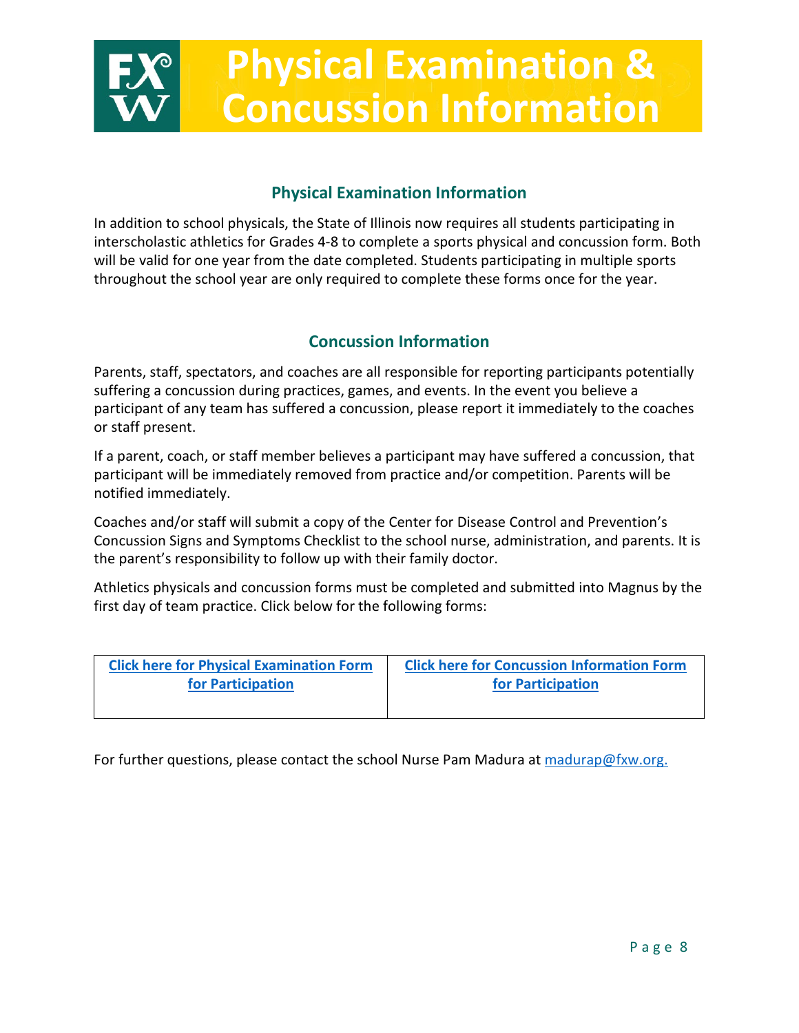# Physical Examination & Concussion Information

## Physical Examination Information

In addition to school physicals, the State of Illinois now requires all students participating in interscholastic athletics for Grades 4-8 to complete a sports physical and concussion form. Both will be valid for one year from the date completed. Students participating in multiple sports throughout the school year are only required to complete these forms once for the year.

## Concussion Information

Parents, staff, spectators, and coaches are all responsible for reporting participants potentially suffering a concussion during practices, games, and events. In the event you believe a participant of any team has suffered a concussion, please report it immediately to the coaches or staff present.

If a parent, coach, or staff member believes a participant may have suffered a concussion, that participant will be immediately removed from practice and/or competition. Parents will be notified immediately.

Coaches and/or staff will submit a copy of the Center for Disease Control and Prevention's Concussion Signs and Symptoms Checklist to the school nurse, administration, and parents. It is the parent's responsibility to follow up with their family doctor.

Athletics physicals and concussion forms must be completed and submitted into Magnus by the first day of team practice. Click below for the following forms:

| Click here for Physical Examination Form for Participation | Click here for Concussion Information Form for Participation |
|---|---|

For further questions, please contact the school Nurse Pam Madura at madurap@fxw.org.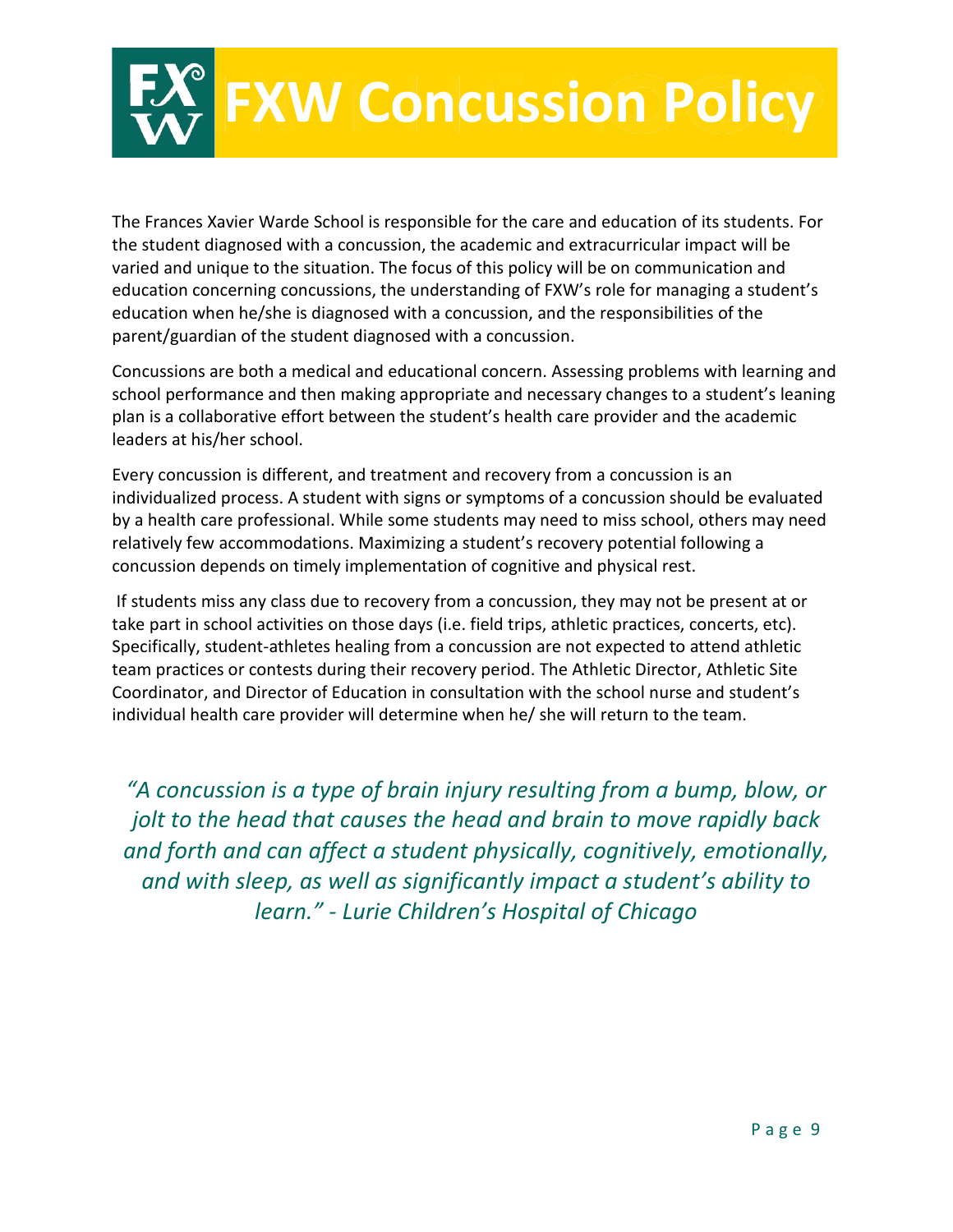# FXW Concussion Policy

The Frances Xavier Warde School is responsible for the care and education of its students. For the student diagnosed with a concussion, the academic and extracurricular impact will be varied and unique to the situation. The focus of this policy will be on communication and education concerning concussions, the understanding of FXW's role for managing a student's education when he/she is diagnosed with a concussion, and the responsibilities of the parent/guardian of the student diagnosed with a concussion.

Concussions are both a medical and educational concern. Assessing problems with learning and school performance and then making appropriate and necessary changes to a student's leaning plan is a collaborative effort between the student's health care provider and the academic leaders at his/her school.

Every concussion is different, and treatment and recovery from a concussion is an individualized process. A student with signs or symptoms of a concussion should be evaluated by a health care professional. While some students may need to miss school, others may need relatively few accommodations. Maximizing a student's recovery potential following a concussion depends on timely implementation of cognitive and physical rest.

If students miss any class due to recovery from a concussion, they may not be present at or take part in school activities on those days (i.e. field trips, athletic practices, concerts, etc). Specifically, student-athletes healing from a concussion are not expected to attend athletic team practices or contests during their recovery period. The Athletic Director, Athletic Site Coordinator, and Director of Education in consultation with the school nurse and student's individual health care provider will determine when he/ she will return to the team.

*"A concussion is a type of brain injury resulting from a bump, blow, or jolt to the head that causes the head and brain to move rapidly back and forth and can affect a student physically, cognitively, emotionally, and with sleep, as well as significantly impact a student's ability to learn." - Lurie Children's Hospital of Chicago*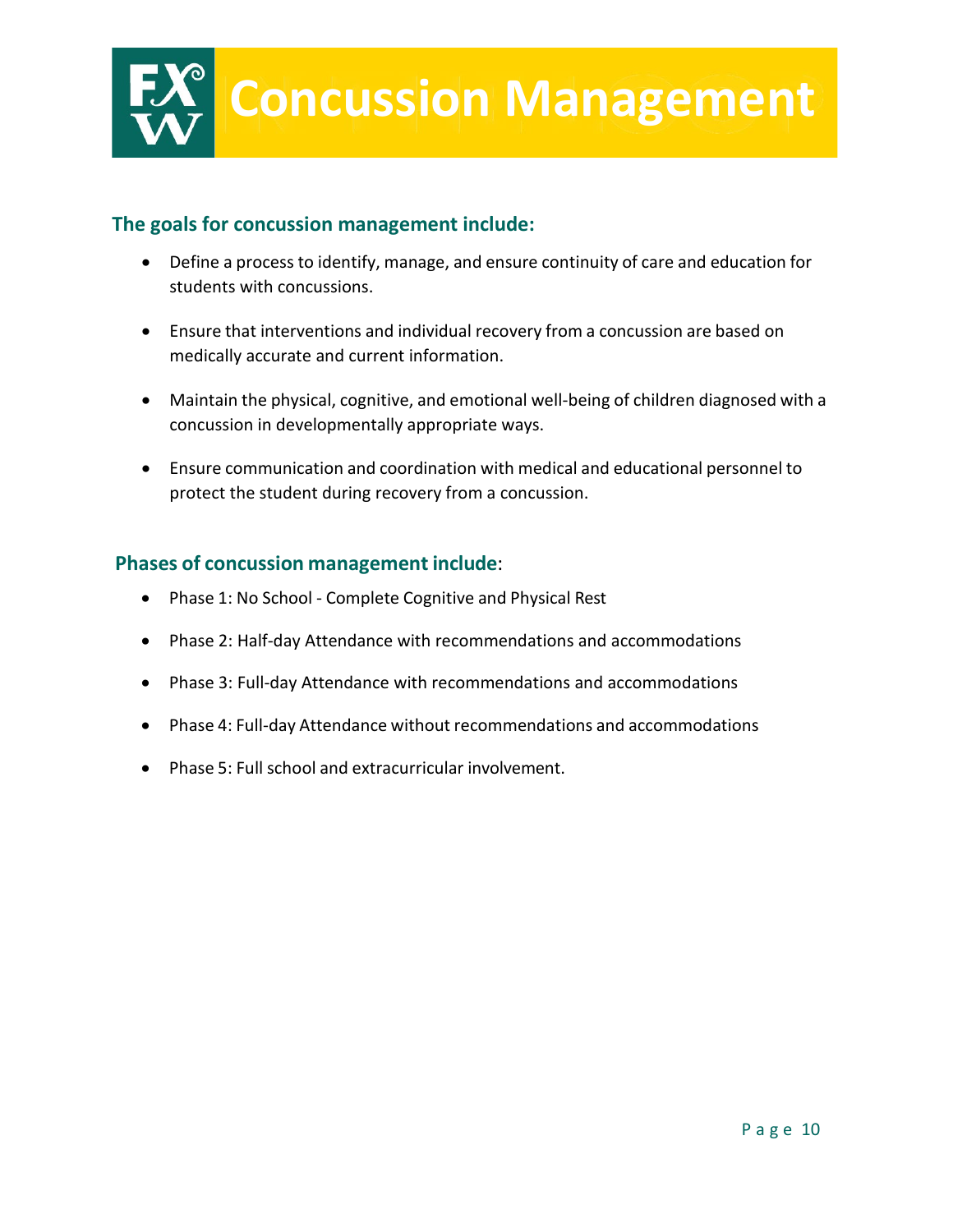# Concussion Management

## The goals for concussion management include:

- Define a process to identify, manage, and ensure continuity of care and education for students with concussions.
- Ensure that interventions and individual recovery from a concussion are based on medically accurate and current information.
- Maintain the physical, cognitive, and emotional well-being of children diagnosed with a concussion in developmentally appropriate ways.
- Ensure communication and coordination with medical and educational personnel to protect the student during recovery from a concussion.

## Phases of concussion management include:

- Phase 1: No School - Complete Cognitive and Physical Rest
- Phase 2: Half-day Attendance with recommendations and accommodations
- Phase 3: Full-day Attendance with recommendations and accommodations
- Phase 4: Full-day Attendance without recommendations and accommodations
- Phase 5: Full school and extracurricular involvement.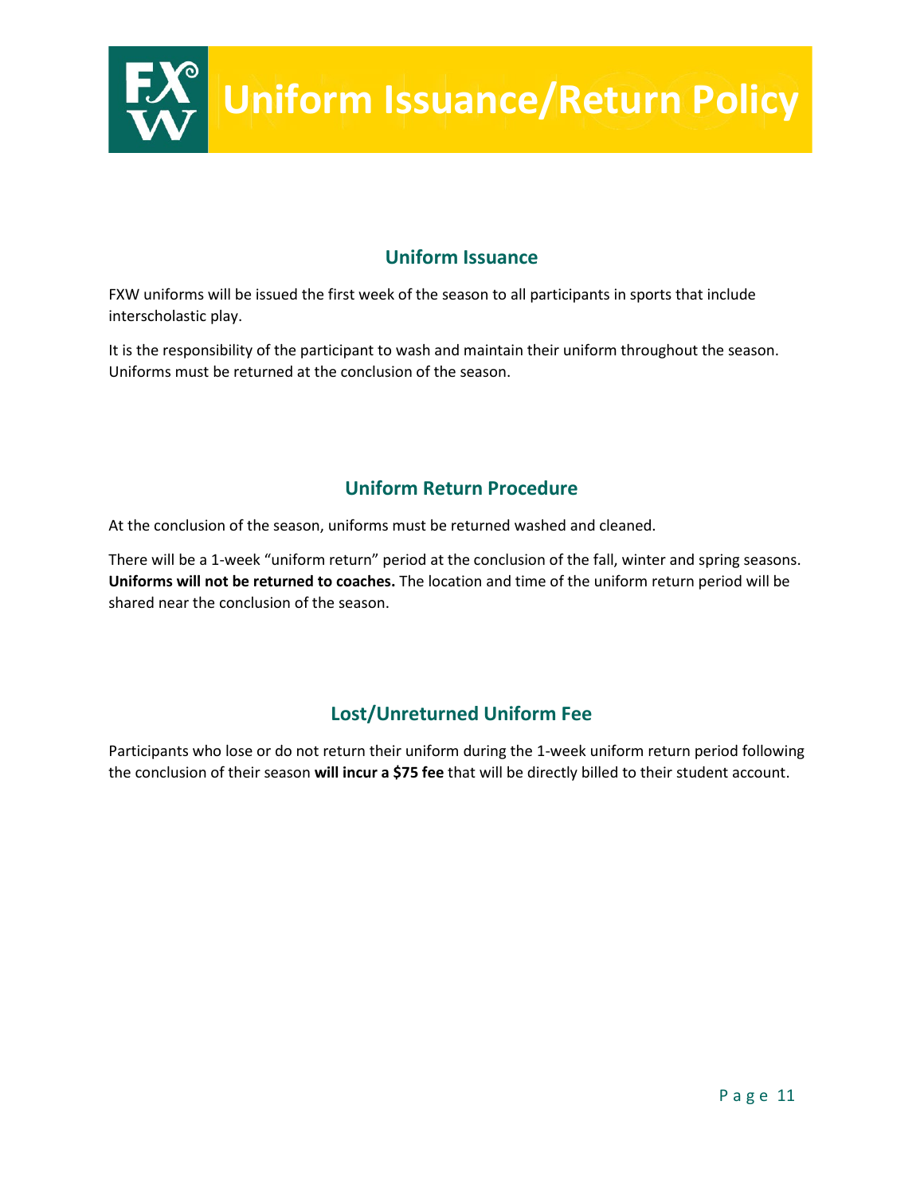# Uniform Issuance/Return Policy

## Uniform Issuance

FXW uniforms will be issued the first week of the season to all participants in sports that include interscholastic play.

It is the responsibility of the participant to wash and maintain their uniform throughout the season. Uniforms must be returned at the conclusion of the season.

## Uniform Return Procedure

At the conclusion of the season, uniforms must be returned washed and cleaned.

There will be a 1-week "uniform return" period at the conclusion of the fall, winter and spring seasons. **Uniforms will not be returned to coaches.** The location and time of the uniform return period will be shared near the conclusion of the season.

## Lost/Unreturned Uniform Fee

Participants who lose or do not return their uniform during the 1-week uniform return period following the conclusion of their season **will incur a $75 fee** that will be directly billed to their student account.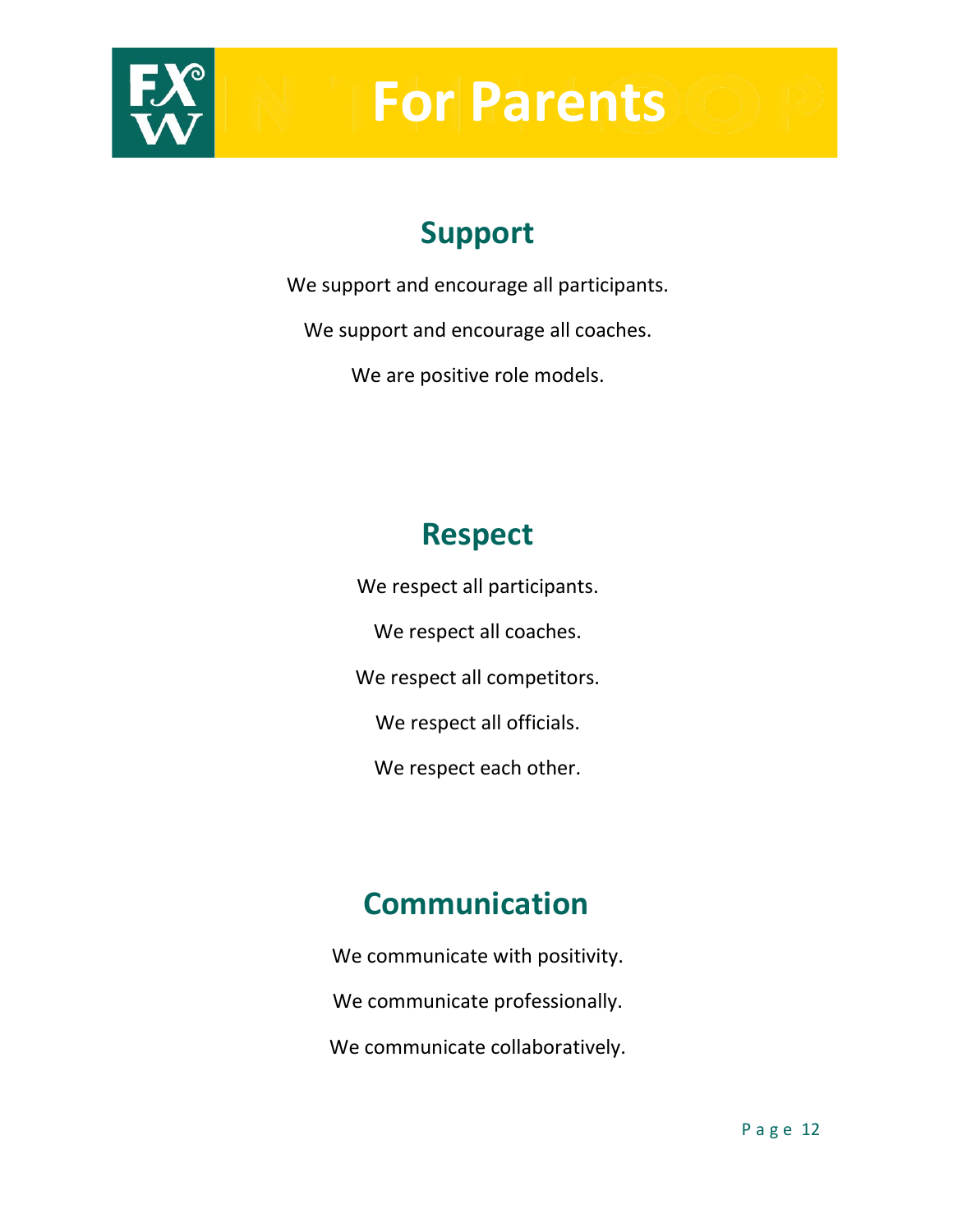# For Parents

## Support

We support and encourage all participants.

We support and encourage all coaches.

We are positive role models.

## Respect

We respect all participants.

We respect all coaches.

We respect all competitors.

We respect all officials.

We respect each other.

## Communication

We communicate with positivity.

We communicate professionally.

We communicate collaboratively.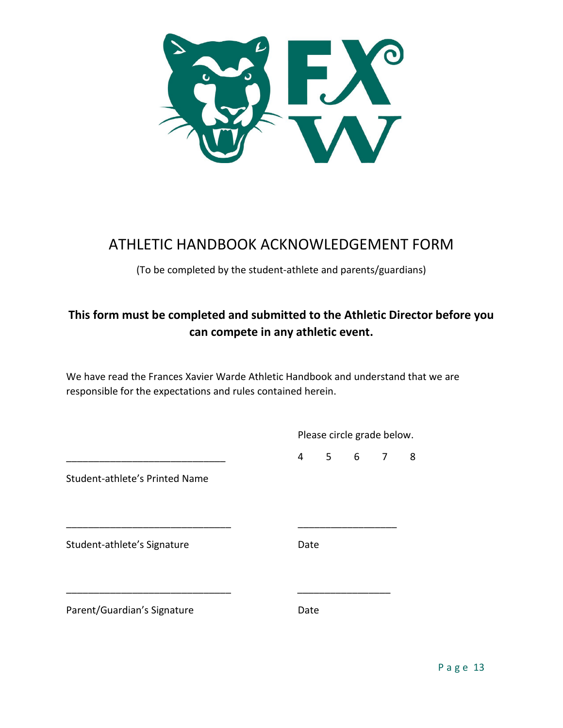# ATHLETIC HANDBOOK ACKNOWLEDGEMENT FORM

(To be completed by the student-athlete and parents/guardians)

**This form must be completed and submitted to the Athletic Director before you can compete in any athletic event.**

We have read the Frances Xavier Warde Athletic Handbook and understand that we are responsible for the expectations and rules contained herein.

Please circle grade below.

_____________________________ 4 5 6 7 8

Student-athlete's Printed Name

______________________________ __________________

Student-athlete's Signature Date

______________________________ _________________

Parent/Guardian's Signature Date